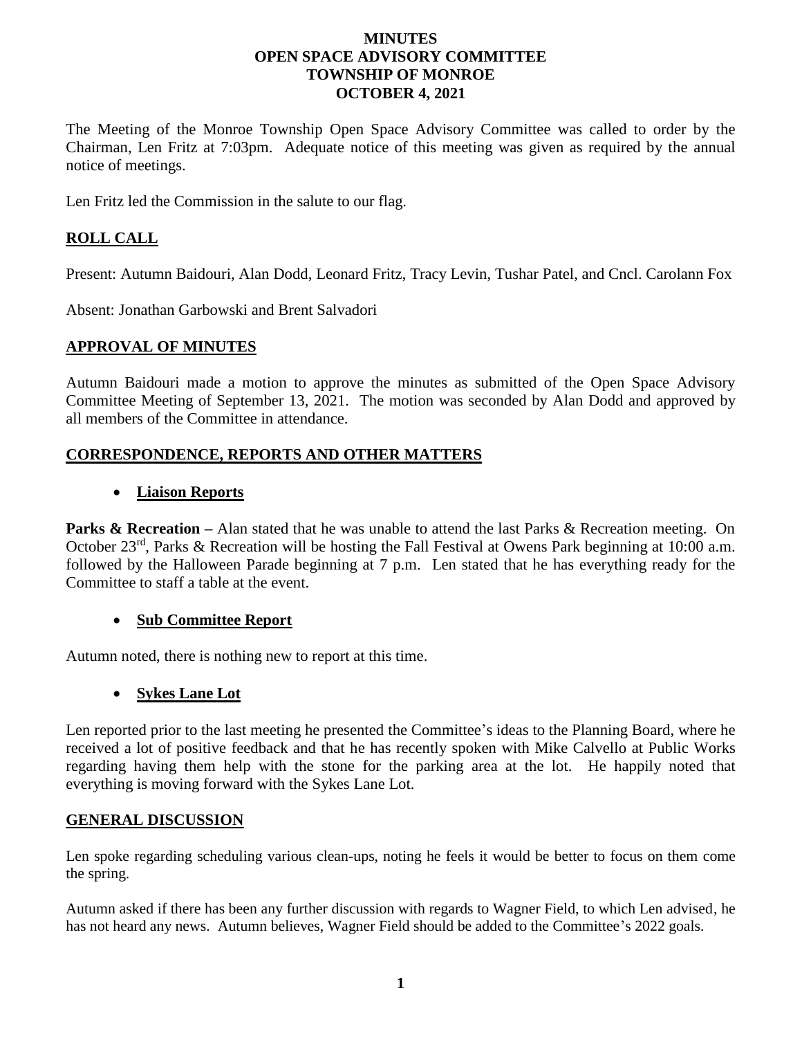# MINUTES
# OPEN SPACE ADVISORY COMMITTEE
# TOWNSHIP OF MONROE
# OCTOBER 4, 2021

The Meeting of the Monroe Township Open Space Advisory Committee was called to order by the Chairman, Len Fritz at 7:03pm. Adequate notice of this meeting was given as required by the annual notice of meetings.

Len Fritz led the Commission in the salute to our flag.

## ROLL CALL

Present: Autumn Baidouri, Alan Dodd, Leonard Fritz, Tracy Levin, Tushar Patel, and Cncl. Carolann Fox

Absent: Jonathan Garbowski and Brent Salvadori

## APPROVAL OF MINUTES

Autumn Baidouri made a motion to approve the minutes as submitted of the Open Space Advisory Committee Meeting of September 13, 2021. The motion was seconded by Alan Dodd and approved by all members of the Committee in attendance.

## CORRESPONDENCE, REPORTS AND OTHER MATTERS

- **Liaison Reports**

**Parks & Recreation –** Alan stated that he was unable to attend the last Parks & Recreation meeting. On October 23rd, Parks & Recreation will be hosting the Fall Festival at Owens Park beginning at 10:00 a.m. followed by the Halloween Parade beginning at 7 p.m. Len stated that he has everything ready for the Committee to staff a table at the event.

- **Sub Committee Report**

Autumn noted, there is nothing new to report at this time.

- **Sykes Lane Lot**

Len reported prior to the last meeting he presented the Committee's ideas to the Planning Board, where he received a lot of positive feedback and that he has recently spoken with Mike Calvello at Public Works regarding having them help with the stone for the parking area at the lot. He happily noted that everything is moving forward with the Sykes Lane Lot.

## GENERAL DISCUSSION

Len spoke regarding scheduling various clean-ups, noting he feels it would be better to focus on them come the spring.

Autumn asked if there has been any further discussion with regards to Wagner Field, to which Len advised, he has not heard any news. Autumn believes, Wagner Field should be added to the Committee's 2022 goals.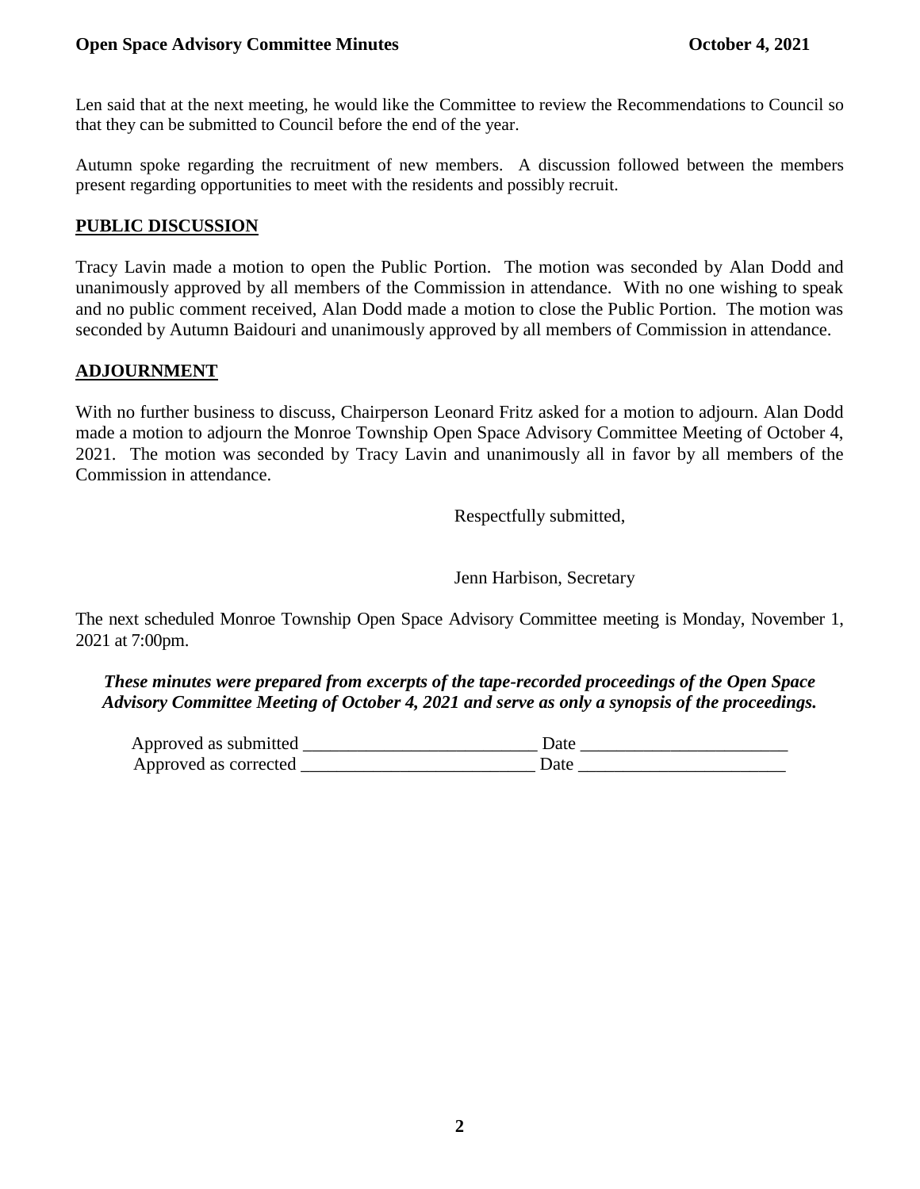Len said that at the next meeting, he would like the Committee to review the Recommendations to Council so that they can be submitted to Council before the end of the year.

Autumn spoke regarding the recruitment of new members. A discussion followed between the members present regarding opportunities to meet with the residents and possibly recruit.

## PUBLIC DISCUSSION

Tracy Lavin made a motion to open the Public Portion. The motion was seconded by Alan Dodd and unanimously approved by all members of the Commission in attendance. With no one wishing to speak and no public comment received, Alan Dodd made a motion to close the Public Portion. The motion was seconded by Autumn Baidouri and unanimously approved by all members of Commission in attendance.

## ADJOURNMENT

With no further business to discuss, Chairperson Leonard Fritz asked for a motion to adjourn. Alan Dodd made a motion to adjourn the Monroe Township Open Space Advisory Committee Meeting of October 4, 2021. The motion was seconded by Tracy Lavin and unanimously all in favor by all members of the Commission in attendance.

Respectfully submitted,

Jenn Harbison, Secretary

The next scheduled Monroe Township Open Space Advisory Committee meeting is Monday, November 1, 2021 at 7:00pm.

***These minutes were prepared from excerpts of the tape-recorded proceedings of the Open Space Advisory Committee Meeting of October 4, 2021 and serve as only a synopsis of the proceedings.***

Approved as submitted _________________________ Date _______________________

Approved as corrected _________________________ Date _______________________